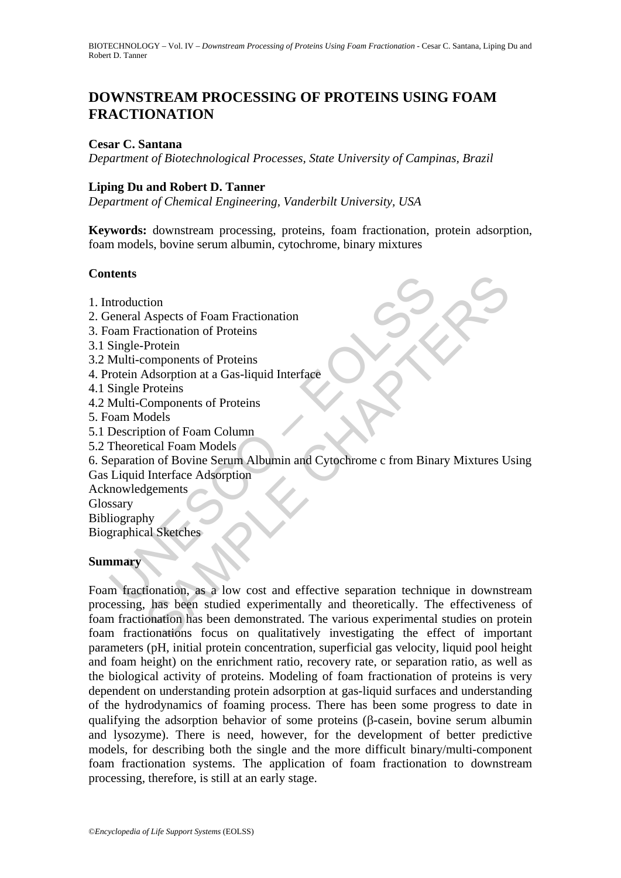# DOWNSTREAM PROCESSING OF PROTEINS USING FOAM FRACTIONATION

**Cesar C. Santana**

*Department of Biotechnological Processes, State University of Campinas, Brazil*

**Liping Du and Robert D. Tanner**

*Department of Chemical Engineering, Vanderbilt University, USA*

**Keywords:** downstream processing, proteins, foam fractionation, protein adsorption, foam models, bovine serum albumin, cytochrome, binary mixtures

## Contents

1. Introduction
2. General Aspects of Foam Fractionation
3. Foam Fractionation of Proteins
3.1 Single-Protein
3.2 Multi-components of Proteins
4. Protein Adsorption at a Gas-liquid Interface
4.1 Single Proteins
4.2 Multi-Components of Proteins
5. Foam Models
5.1 Description of Foam Column
5.2 Theoretical Foam Models
6. Separation of Bovine Serum Albumin and Cytochrome c from Binary Mixtures Using Gas Liquid Interface Adsorption

Acknowledgements

Glossary

Bibliography

Biographical Sketches

## Summary

Foam fractionation, as a low cost and effective separation technique in downstream processing, has been studied experimentally and theoretically. The effectiveness of foam fractionation has been demonstrated. The various experimental studies on protein foam fractionations focus on qualitatively investigating the effect of important parameters (pH, initial protein concentration, superficial gas velocity, liquid pool height and foam height) on the enrichment ratio, recovery rate, or separation ratio, as well as the biological activity of proteins. Modeling of foam fractionation of proteins is very dependent on understanding protein adsorption at gas-liquid surfaces and understanding of the hydrodynamics of foaming process. There has been some progress to date in qualifying the adsorption behavior of some proteins (β-casein, bovine serum albumin and lysozyme). There is need, however, for the development of better predictive models, for describing both the single and the more difficult binary/multi-component foam fractionation systems. The application of foam fractionation to downstream processing, therefore, is still at an early stage.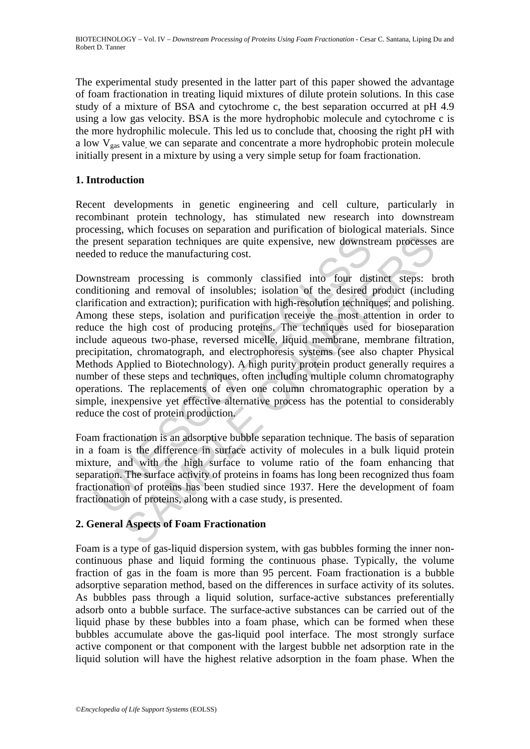The experimental study presented in the latter part of this paper showed the advantage of foam fractionation in treating liquid mixtures of dilute protein solutions. In this case study of a mixture of BSA and cytochrome c, the best separation occurred at pH 4.9 using a low gas velocity. BSA is the more hydrophobic molecule and cytochrome c is the more hydrophilic molecule. This led us to conclude that, choosing the right pH with a low $V_{gas}$ value, we can separate and concentrate a more hydrophobic protein molecule initially present in a mixture by using a very simple setup for foam fractionation.

## 1. Introduction

Recent developments in genetic engineering and cell culture, particularly in recombinant protein technology, has stimulated new research into downstream processing, which focuses on separation and purification of biological materials. Since the present separation techniques are quite expensive, new downstream processes are needed to reduce the manufacturing cost.

Downstream processing is commonly classified into four distinct steps: broth conditioning and removal of insolubles; isolation of the desired product (including clarification and extraction); purification with high-resolution techniques; and polishing. Among these steps, isolation and purification receive the most attention in order to reduce the high cost of producing proteins. The techniques used for bioseparation include aqueous two-phase, reversed micelle, liquid membrane, membrane filtration, precipitation, chromatograph, and electrophoresis systems (see also chapter Physical Methods Applied to Biotechnology). A high purity protein product generally requires a number of these steps and techniques, often including multiple column chromatography operations. The replacements of even one column chromatographic operation by a simple, inexpensive yet effective alternative process has the potential to considerably reduce the cost of protein production.

Foam fractionation is an adsorptive bubble separation technique. The basis of separation in a foam is the difference in surface activity of molecules in a bulk liquid protein mixture, and with the high surface to volume ratio of the foam enhancing that separation. The surface activity of proteins in foams has long been recognized thus foam fractionation of proteins has been studied since 1937. Here the development of foam fractionation of proteins, along with a case study, is presented.

## 2. General Aspects of Foam Fractionation

Foam is a type of gas-liquid dispersion system, with gas bubbles forming the inner non-continuous phase and liquid forming the continuous phase. Typically, the volume fraction of gas in the foam is more than 95 percent. Foam fractionation is a bubble adsorptive separation method, based on the differences in surface activity of its solutes. As bubbles pass through a liquid solution, surface-active substances preferentially adsorb onto a bubble surface. The surface-active substances can be carried out of the liquid phase by these bubbles into a foam phase, which can be formed when these bubbles accumulate above the gas-liquid pool interface. The most strongly surface active component or that component with the largest bubble net adsorption rate in the liquid solution will have the highest relative adsorption in the foam phase. When the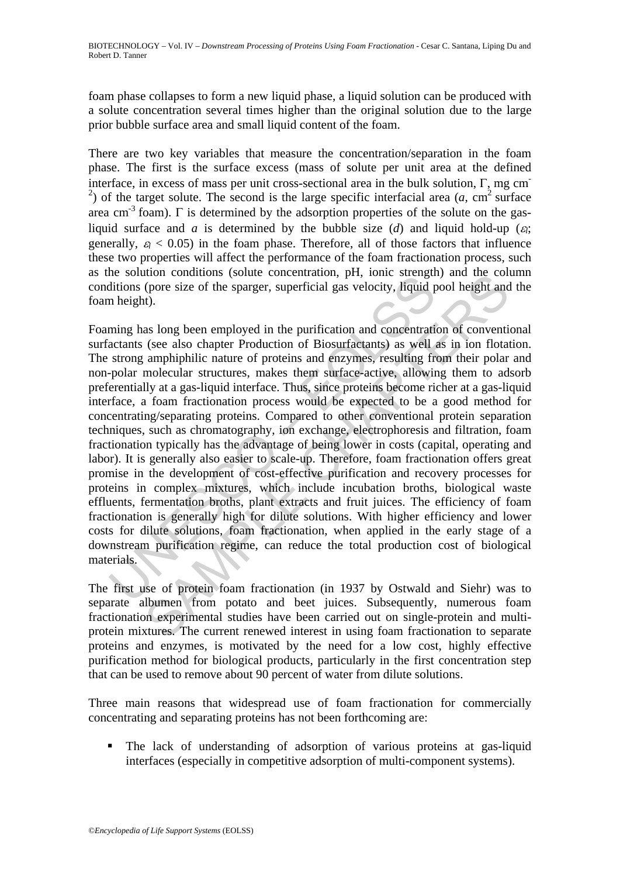foam phase collapses to form a new liquid phase, a liquid solution can be produced with a solute concentration several times higher than the original solution due to the large prior bubble surface area and small liquid content of the foam.

There are two key variables that measure the concentration/separation in the foam phase. The first is the surface excess (mass of solute per unit area at the defined interface, in excess of mass per unit cross-sectional area in the bulk solution, $\Gamma$, mg $cm^{-2}$) of the target solute. The second is the large specific interfacial area ($a$, $cm^2$ surface area $cm^{-3}$ foam). $\Gamma$ is determined by the adsorption properties of the solute on the gas-liquid surface and $a$ is determined by the bubble size ($d$) and liquid hold-up ($\varepsilon_l$; generally, $\varepsilon_l < 0.05$) in the foam phase. Therefore, all of those factors that influence these two properties will affect the performance of the foam fractionation process, such as the solution conditions (solute concentration, pH, ionic strength) and the column conditions (pore size of the sparger, superficial gas velocity, liquid pool height and the foam height).

Foaming has long been employed in the purification and concentration of conventional surfactants (see also chapter Production of Biosurfactants) as well as in ion flotation. The strong amphiphilic nature of proteins and enzymes, resulting from their polar and non-polar molecular structures, makes them surface-active, allowing them to adsorb preferentially at a gas-liquid interface. Thus, since proteins become richer at a gas-liquid interface, a foam fractionation process would be expected to be a good method for concentrating/separating proteins. Compared to other conventional protein separation techniques, such as chromatography, ion exchange, electrophoresis and filtration, foam fractionation typically has the advantage of being lower in costs (capital, operating and labor). It is generally also easier to scale-up. Therefore, foam fractionation offers great promise in the development of cost-effective purification and recovery processes for proteins in complex mixtures, which include incubation broths, biological waste effluents, fermentation broths, plant extracts and fruit juices. The efficiency of foam fractionation is generally high for dilute solutions. With higher efficiency and lower costs for dilute solutions, foam fractionation, when applied in the early stage of a downstream purification regime, can reduce the total production cost of biological materials.

The first use of protein foam fractionation (in 1937 by Ostwald and Siehr) was to separate albumen from potato and beet juices. Subsequently, numerous foam fractionation experimental studies have been carried out on single-protein and multi-protein mixtures. The current renewed interest in using foam fractionation to separate proteins and enzymes, is motivated by the need for a low cost, highly effective purification method for biological products, particularly in the first concentration step that can be used to remove about 90 percent of water from dilute solutions.

Three main reasons that widespread use of foam fractionation for commercially concentrating and separating proteins has not been forthcoming are:

- The lack of understanding of adsorption of various proteins at gas-liquid interfaces (especially in competitive adsorption of multi-component systems).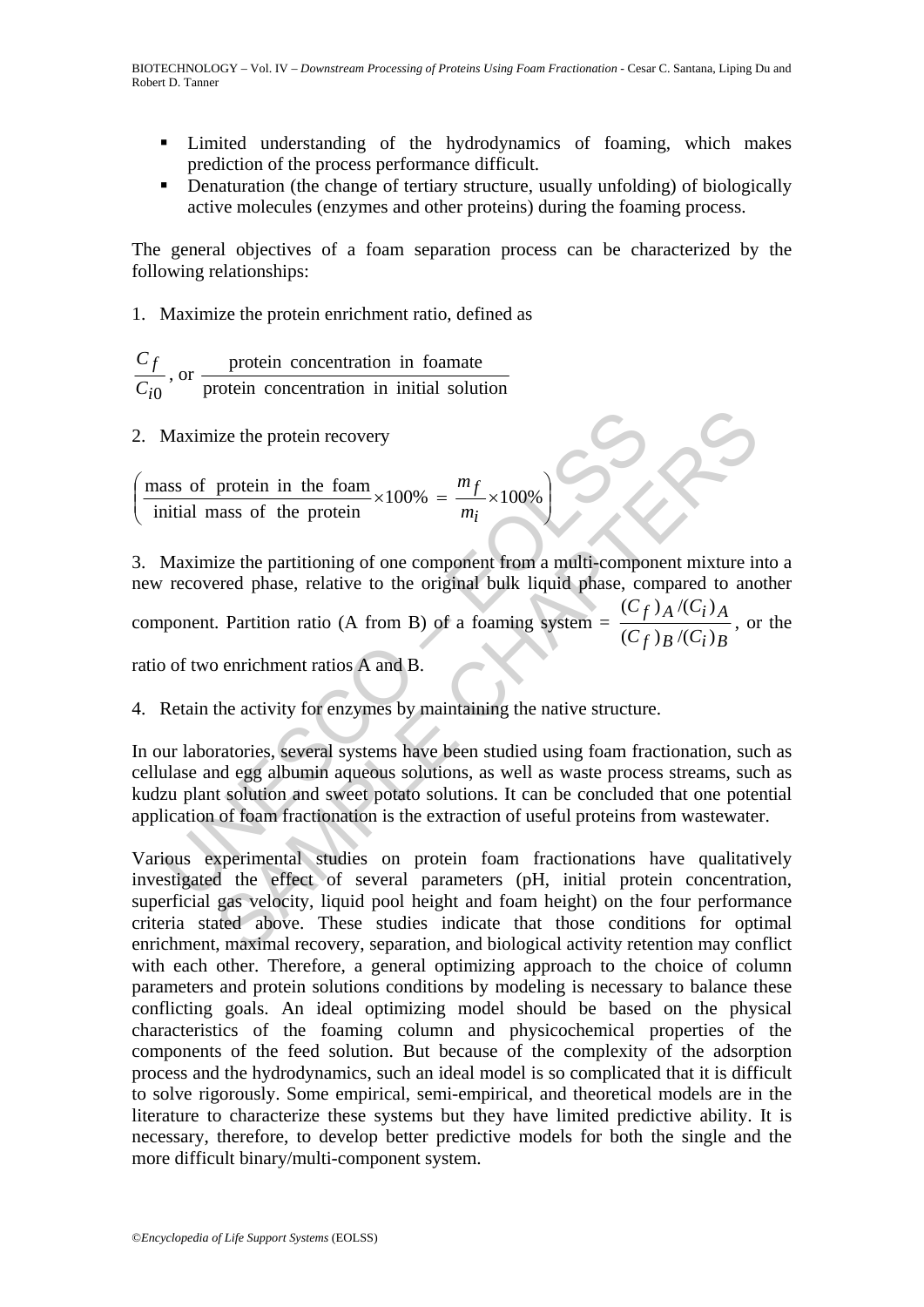- Limited understanding of the hydrodynamics of foaming, which makes prediction of the process performance difficult.
- Denaturation (the change of tertiary structure, usually unfolding) of biologically active molecules (enzymes and other proteins) during the foaming process.

The general objectives of a foam separation process can be characterized by the following relationships:

1. Maximize the protein enrichment ratio, defined as

$$\frac{C_f}{C_{i0}}, \text{ or } \frac{\text{protein concentration in foamate}}{\text{protein concentration in initial solution}}$$

2. Maximize the protein recovery

$$\left( \frac{\text{mass of protein in the foam}}{\text{initial mass of the protein}} \times 100\% = \frac{m_f}{m_i} \times 100\% \right)$$

3. Maximize the partitioning of one component from a multi-component mixture into a new recovered phase, relative to the original bulk liquid phase, compared to another component. Partition ratio (A from B) of a foaming system = $\frac{(C_f)_A/(C_i)_A}{(C_f)_B/(C_i)_B}$, or the ratio of two enrichment ratios A and B.

4. Retain the activity for enzymes by maintaining the native structure.

In our laboratories, several systems have been studied using foam fractionation, such as cellulase and egg albumin aqueous solutions, as well as waste process streams, such as kudzu plant solution and sweet potato solutions. It can be concluded that one potential application of foam fractionation is the extraction of useful proteins from wastewater.

Various experimental studies on protein foam fractionations have qualitatively investigated the effect of several parameters (pH, initial protein concentration, superficial gas velocity, liquid pool height and foam height) on the four performance criteria stated above. These studies indicate that those conditions for optimal enrichment, maximal recovery, separation, and biological activity retention may conflict with each other. Therefore, a general optimizing approach to the choice of column parameters and protein solutions conditions by modeling is necessary to balance these conflicting goals. An ideal optimizing model should be based on the physical characteristics of the foaming column and physicochemical properties of the components of the feed solution. But because of the complexity of the adsorption process and the hydrodynamics, such an ideal model is so complicated that it is difficult to solve rigorously. Some empirical, semi-empirical, and theoretical models are in the literature to characterize these systems but they have limited predictive ability. It is necessary, therefore, to develop better predictive models for both the single and the more difficult binary/multi-component system.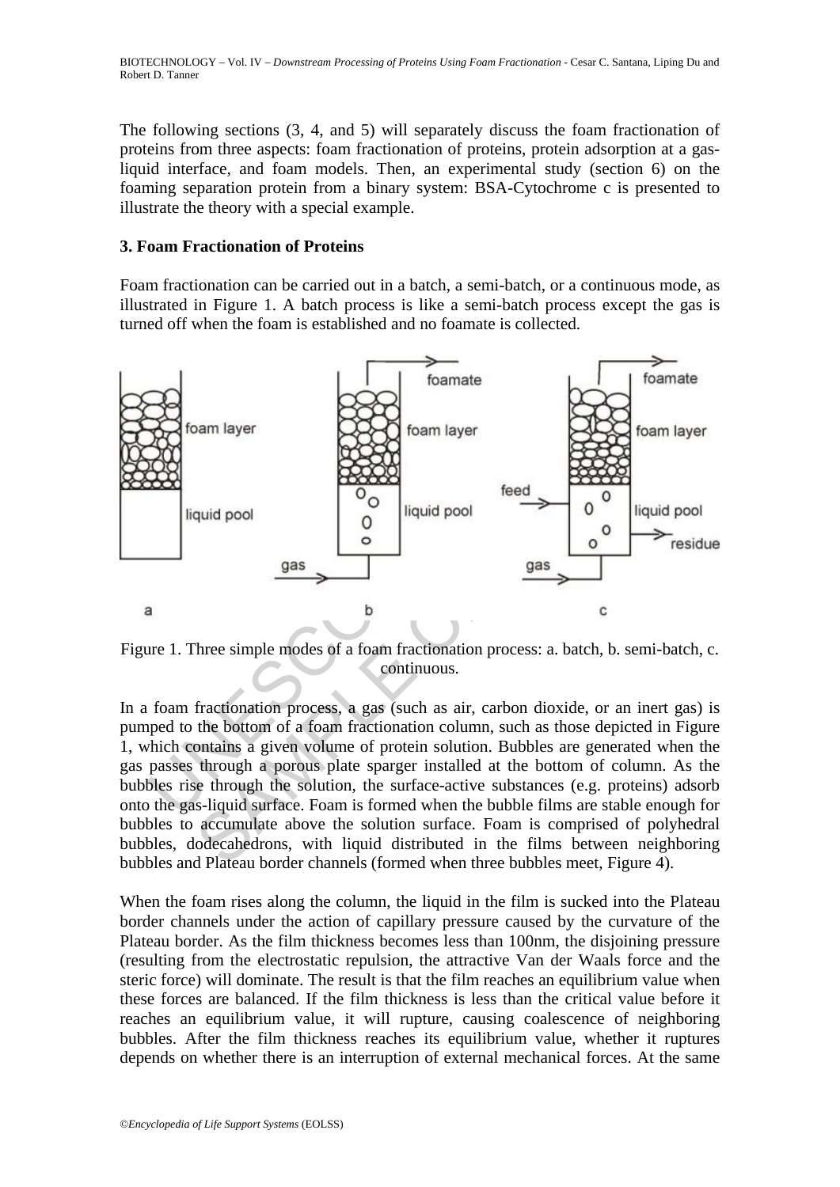The following sections (3, 4, and 5) will separately discuss the foam fractionation of proteins from three aspects: foam fractionation of proteins, protein adsorption at a gas-liquid interface, and foam models. Then, an experimental study (section 6) on the foaming separation protein from a binary system: BSA-Cytochrome c is presented to illustrate the theory with a special example.

## 3. Foam Fractionation of Proteins

Foam fractionation can be carried out in a batch, a semi-batch, or a continuous mode, as illustrated in Figure 1. A batch process is like a semi-batch process except the gas is turned off when the foam is established and no foamate is collected.

Figure 1. Three simple modes of a foam fractionation process: a. batch, b. semi-batch, c. continuous.

In a foam fractionation process, a gas (such as air, carbon dioxide, or an inert gas) is pumped to the bottom of a foam fractionation column, such as those depicted in Figure 1, which contains a given volume of protein solution. Bubbles are generated when the gas passes through a porous plate sparger installed at the bottom of column. As the bubbles rise through the solution, the surface-active substances (e.g. proteins) adsorb onto the gas-liquid surface. Foam is formed when the bubble films are stable enough for bubbles to accumulate above the solution surface. Foam is comprised of polyhedral bubbles, dodecahedrons, with liquid distributed in the films between neighboring bubbles and Plateau border channels (formed when three bubbles meet, Figure 4).

When the foam rises along the column, the liquid in the film is sucked into the Plateau border channels under the action of capillary pressure caused by the curvature of the Plateau border. As the film thickness becomes less than 100nm, the disjoining pressure (resulting from the electrostatic repulsion, the attractive Van der Waals force and the steric force) will dominate. The result is that the film reaches an equilibrium value when these forces are balanced. If the film thickness is less than the critical value before it reaches an equilibrium value, it will rupture, causing coalescence of neighboring bubbles. After the film thickness reaches its equilibrium value, whether it ruptures depends on whether there is an interruption of external mechanical forces. At the same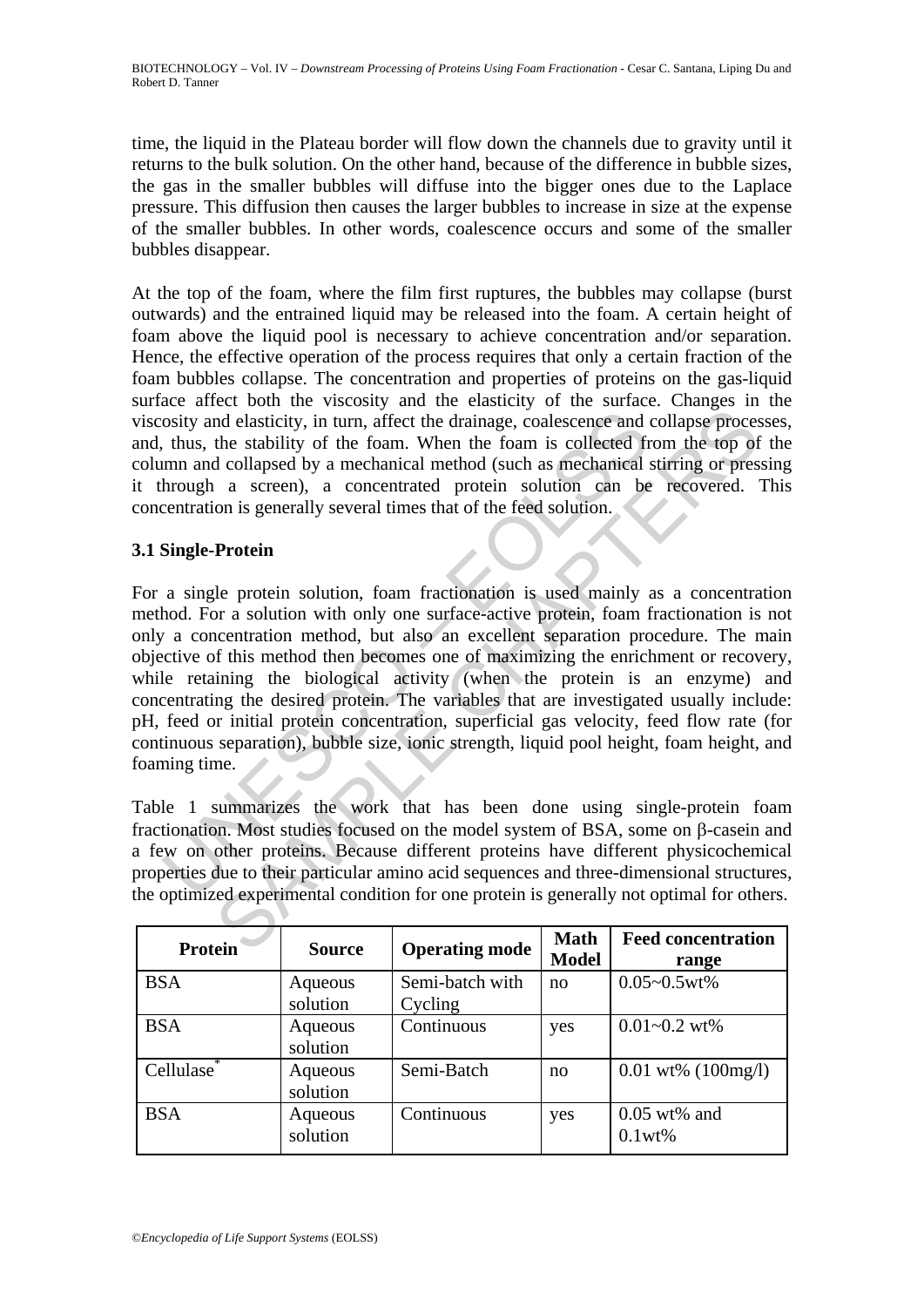time, the liquid in the Plateau border will flow down the channels due to gravity until it returns to the bulk solution. On the other hand, because of the difference in bubble sizes, the gas in the smaller bubbles will diffuse into the bigger ones due to the Laplace pressure. This diffusion then causes the larger bubbles to increase in size at the expense of the smaller bubbles. In other words, coalescence occurs and some of the smaller bubbles disappear.

At the top of the foam, where the film first ruptures, the bubbles may collapse (burst outwards) and the entrained liquid may be released into the foam. A certain height of foam above the liquid pool is necessary to achieve concentration and/or separation. Hence, the effective operation of the process requires that only a certain fraction of the foam bubbles collapse. The concentration and properties of proteins on the gas-liquid surface affect both the viscosity and the elasticity of the surface. Changes in the viscosity and elasticity, in turn, affect the drainage, coalescence and collapse processes, and, thus, the stability of the foam. When the foam is collected from the top of the column and collapsed by a mechanical method (such as mechanical stirring or pressing it through a screen), a concentrated protein solution can be recovered. This concentration is generally several times that of the feed solution.

### 3.1 Single-Protein

For a single protein solution, foam fractionation is used mainly as a concentration method. For a solution with only one surface-active protein, foam fractionation is not only a concentration method, but also an excellent separation procedure. The main objective of this method then becomes one of maximizing the enrichment or recovery, while retaining the biological activity (when the protein is an enzyme) and concentrating the desired protein. The variables that are investigated usually include: pH, feed or initial protein concentration, superficial gas velocity, feed flow rate (for continuous separation), bubble size, ionic strength, liquid pool height, foam height, and foaming time.

Table 1 summarizes the work that has been done using single-protein foam fractionation. Most studies focused on the model system of BSA, some on β-casein and a few on other proteins. Because different proteins have different physicochemical properties due to their particular amino acid sequences and three-dimensional structures, the optimized experimental condition for one protein is generally not optimal for others.

| Protein | Source | Operating mode | Math Model | Feed concentration range |
|---|---|---|---|---|
| BSA | Aqueous solution | Semi-batch with Cycling | no | 0.05~0.5wt% |
| BSA | Aqueous solution | Continuous | yes | 0.01~0.2 wt% |
| Cellulase* | Aqueous solution | Semi-Batch | no | 0.01 wt% (100mg/l) |
| BSA | Aqueous solution | Continuous | yes | 0.05 wt% and 0.1wt% |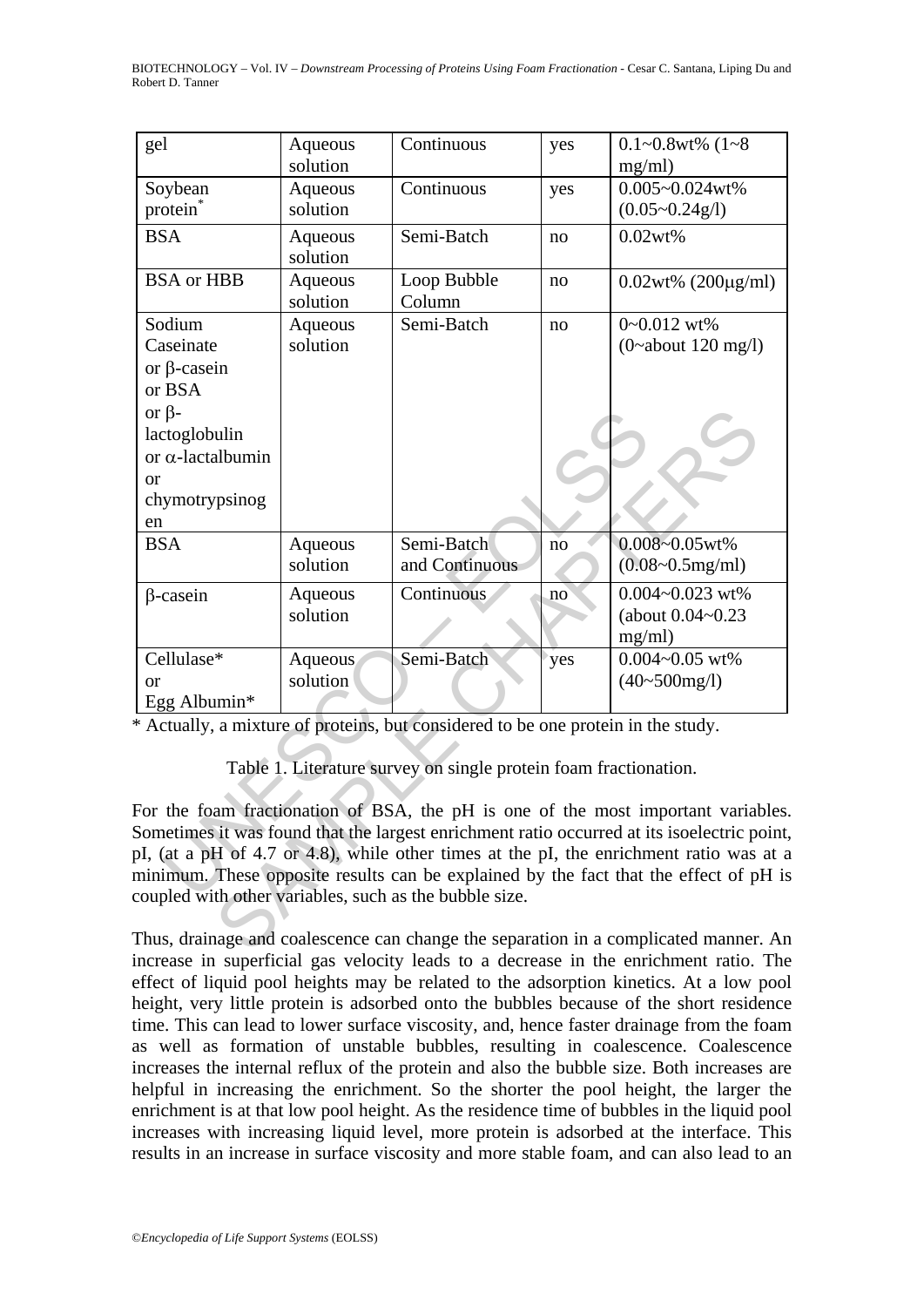| gel | Aqueous solution | Continuous | yes | 0.1~0.8wt% (1~8 mg/ml) |
|---|---|---|---|---|
| Soybean protein* | Aqueous solution | Continuous | yes | 0.005~0.024wt% (0.05~0.24g/l) |
| BSA | Aqueous solution | Semi-Batch | no | 0.02wt% |
| BSA or HBB | Aqueous solution | Loop Bubble Column | no | 0.02wt% (200μg/ml) |
| Sodium Caseinate or β-casein or BSA or β-lactoglobulin or α-lactalbumin or chymotrypsinogen | Aqueous solution | Semi-Batch | no | 0~0.012 wt% (0~about 120 mg/l) |
| BSA | Aqueous solution | Semi-Batch and Continuous | no | 0.008~0.05wt% (0.08~0.5mg/ml) |
| β-casein | Aqueous solution | Continuous | no | 0.004~0.023 wt% (about 0.04~0.23 mg/ml) |
| Cellulase* or Egg Albumin* | Aqueous solution | Semi-Batch | yes | 0.004~0.05 wt% (40~500mg/l) |

* Actually, a mixture of proteins, but considered to be one protein in the study.

Table 1. Literature survey on single protein foam fractionation.

For the foam fractionation of BSA, the pH is one of the most important variables. Sometimes it was found that the largest enrichment ratio occurred at its isoelectric point, pI, (at a pH of 4.7 or 4.8), while other times at the pI, the enrichment ratio was at a minimum. These opposite results can be explained by the fact that the effect of pH is coupled with other variables, such as the bubble size.

Thus, drainage and coalescence can change the separation in a complicated manner. An increase in superficial gas velocity leads to a decrease in the enrichment ratio. The effect of liquid pool heights may be related to the adsorption kinetics. At a low pool height, very little protein is adsorbed onto the bubbles because of the short residence time. This can lead to lower surface viscosity, and, hence faster drainage from the foam as well as formation of unstable bubbles, resulting in coalescence. Coalescence increases the internal reflux of the protein and also the bubble size. Both increases are helpful in increasing the enrichment. So the shorter the pool height, the larger the enrichment is at that low pool height. As the residence time of bubbles in the liquid pool increases with increasing liquid level, more protein is adsorbed at the interface. This results in an increase in surface viscosity and more stable foam, and can also lead to an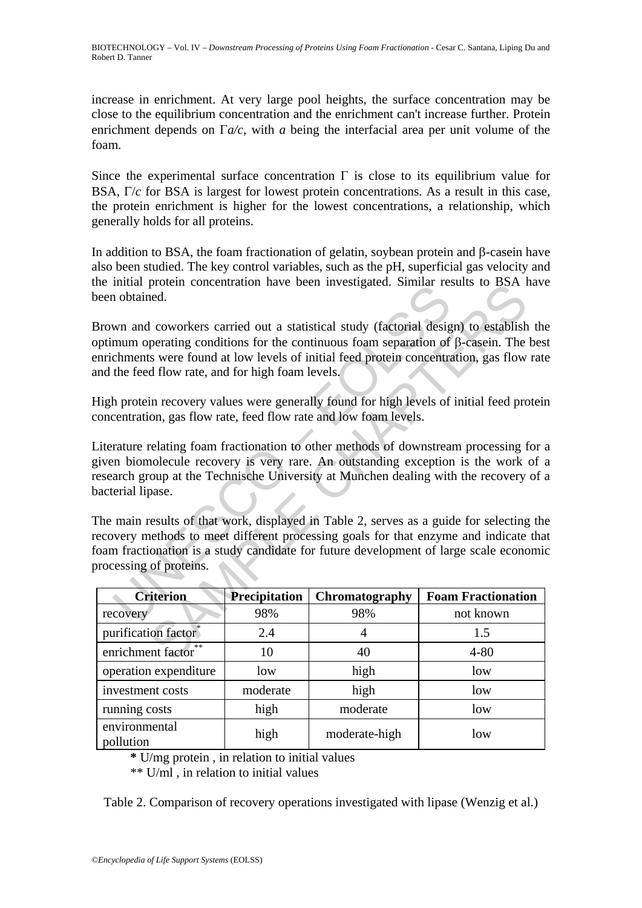increase in enrichment. At very large pool heights, the surface concentration may be close to the equilibrium concentration and the enrichment can't increase further. Protein enrichment depends on $\Gamma a/c$, with $a$ being the interfacial area per unit volume of the foam.

Since the experimental surface concentration $\Gamma$ is close to its equilibrium value for BSA, $\Gamma/c$ for BSA is largest for lowest protein concentrations. As a result in this case, the protein enrichment is higher for the lowest concentrations, a relationship, which generally holds for all proteins.

In addition to BSA, the foam fractionation of gelatin, soybean protein and β-casein have also been studied. The key control variables, such as the pH, superficial gas velocity and the initial protein concentration have been investigated. Similar results to BSA have been obtained.

Brown and coworkers carried out a statistical study (factorial design) to establish the optimum operating conditions for the continuous foam separation of β-casein. The best enrichments were found at low levels of initial feed protein concentration, gas flow rate and the feed flow rate, and for high foam levels.

High protein recovery values were generally found for high levels of initial feed protein concentration, gas flow rate, feed flow rate and low foam levels.

Literature relating foam fractionation to other methods of downstream processing for a given biomolecule recovery is very rare. An outstanding exception is the work of a research group at the Technische University at Munchen dealing with the recovery of a bacterial lipase.

The main results of that work, displayed in Table 2, serves as a guide for selecting the recovery methods to meet different processing goals for that enzyme and indicate that foam fractionation is a study candidate for future development of large scale economic processing of proteins.

| Criterion | Precipitation | Chromatography | Foam Fractionation |
|---|---|---|---|
| recovery | 98% | 98% | not known |
| purification factor* | 2.4 | 4 | 1.5 |
| enrichment factor** | 10 | 40 | 4-80 |
| operation expenditure | low | high | low |
| investment costs | moderate | high | low |
| running costs | high | moderate | low |
| environmental pollution | high | moderate-high | low |

**\*** U/mg protein , in relation to initial values

** U/ml , in relation to initial values

Table 2. Comparison of recovery operations investigated with lipase (Wenzig et al.)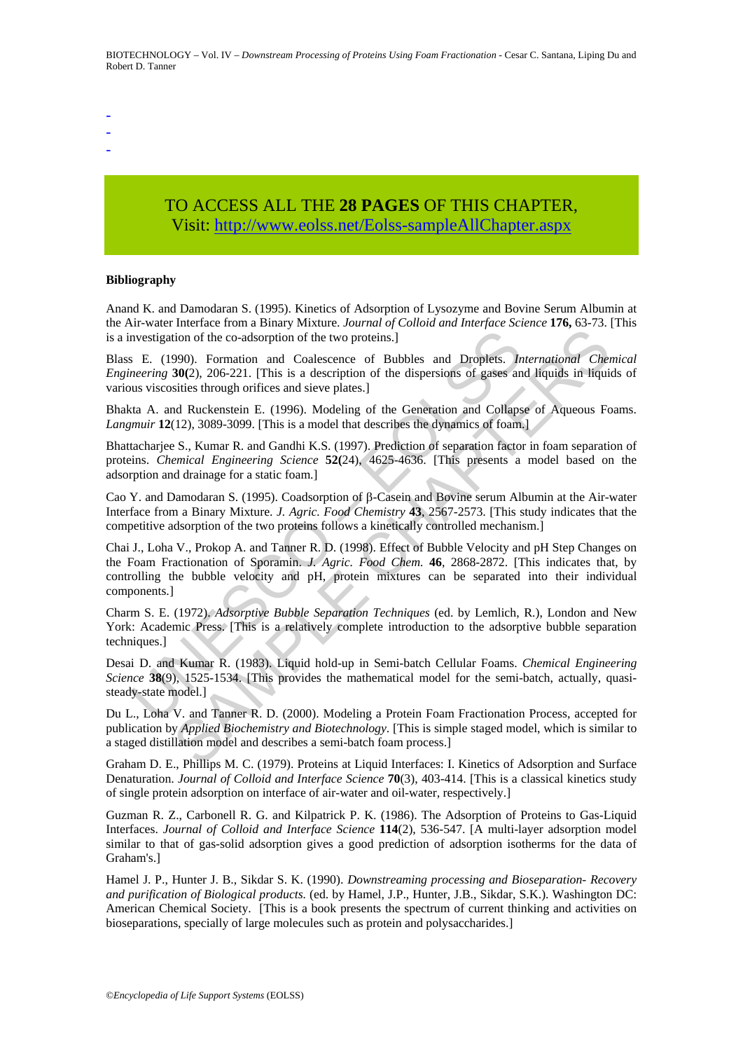-
-
-

TO ACCESS ALL THE **28 PAGES** OF THIS CHAPTER,
Visit: http://www.eolss.net/Eolss-sampleAllChapter.aspx

**Bibliography**

Anand K. and Damodaran S. (1995). Kinetics of Adsorption of Lysozyme and Bovine Serum Albumin at the Air-water Interface from a Binary Mixture. *Journal of Colloid and Interface Science* **176,** 63-73. [This is a investigation of the co-adsorption of the two proteins.]

Blass E. (1990). Formation and Coalescence of Bubbles and Droplets. *International Chemical Engineering* **30(**2), 206-221. [This is a description of the dispersions of gases and liquids in liquids of various viscosities through orifices and sieve plates.]

Bhakta A. and Ruckenstein E. (1996). Modeling of the Generation and Collapse of Aqueous Foams. *Langmuir* **12**(12), 3089-3099. [This is a model that describes the dynamics of foam.]

Bhattacharjee S., Kumar R. and Gandhi K.S. (1997). Prediction of separation factor in foam separation of proteins. *Chemical Engineering Science* **52(**24), 4625-4636. [This presents a model based on the adsorption and drainage for a static foam.]

Cao Y. and Damodaran S. (1995). Coadsorption of β-Casein and Bovine serum Albumin at the Air-water Interface from a Binary Mixture. *J. Agric. Food Chemistry* **43**, 2567-2573. [This study indicates that the competitive adsorption of the two proteins follows a kinetically controlled mechanism.]

Chai J., Loha V., Prokop A. and Tanner R. D. (1998). Effect of Bubble Velocity and pH Step Changes on the Foam Fractionation of Sporamin. *J. Agric. Food Chem.* **46**, 2868-2872. [This indicates that, by controlling the bubble velocity and pH, protein mixtures can be separated into their individual components.]

Charm S. E. (1972). *Adsorptive Bubble Separation Techniques* (ed. by Lemlich, R.), London and New York: Academic Press. [This is a relatively complete introduction to the adsorptive bubble separation techniques.]

Desai D. and Kumar R. (1983). Liquid hold-up in Semi-batch Cellular Foams. *Chemical Engineering Science* **38**(9), 1525-1534. [This provides the mathematical model for the semi-batch, actually, quasi-steady-state model.]

Du L., Loha V. and Tanner R. D. (2000). Modeling a Protein Foam Fractionation Process, accepted for publication by *Applied Biochemistry and Biotechnology*. [This is simple staged model, which is similar to a staged distillation model and describes a semi-batch foam process.]

Graham D. E., Phillips M. C. (1979). Proteins at Liquid Interfaces: I. Kinetics of Adsorption and Surface Denaturation. *Journal of Colloid and Interface Science* **70**(3), 403-414. [This is a classical kinetics study of single protein adsorption on interface of air-water and oil-water, respectively.]

Guzman R. Z., Carbonell R. G. and Kilpatrick P. K. (1986). The Adsorption of Proteins to Gas-Liquid Interfaces. *Journal of Colloid and Interface Science* **114**(2), 536-547. [A multi-layer adsorption model similar to that of gas-solid adsorption gives a good prediction of adsorption isotherms for the data of Graham's.]

Hamel J. P., Hunter J. B., Sikdar S. K. (1990). *Downstreaming processing and Bioseparation- Recovery and purification of Biological products.* (ed. by Hamel, J.P., Hunter, J.B., Sikdar, S.K.). Washington DC: American Chemical Society. [This is a book presents the spectrum of current thinking and activities on bioseparations, specially of large molecules such as protein and polysaccharides.]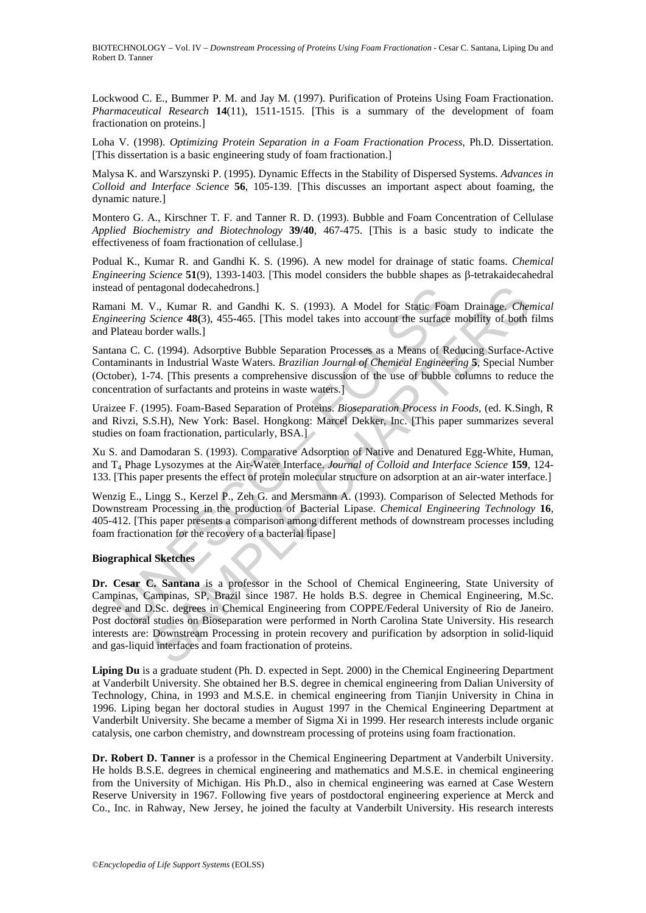Lockwood C. E., Bummer P. M. and Jay M. (1997). Purification of Proteins Using Foam Fractionation. *Pharmaceutical Research* **14**(11), 1511-1515. [This is a summary of the development of foam fractionation on proteins.]

Loha V. (1998). *Optimizing Protein Separation in a Foam Fractionation Process*, Ph.D. Dissertation. [This dissertation is a basic engineering study of foam fractionation.]

Malysa K. and Warszynski P. (1995). Dynamic Effects in the Stability of Dispersed Systems. *Advances in Colloid and Interface Science* **56**, 105-139. [This discusses an important aspect about foaming, the dynamic nature.]

Montero G. A., Kirschner T. F. and Tanner R. D. (1993). Bubble and Foam Concentration of Cellulase *Applied Biochemistry and Biotechnology* **39/40**, 467-475. [This is a basic study to indicate the effectiveness of foam fractionation of cellulase.]

Podual K., Kumar R. and Gandhi K. S. (1996). A new model for drainage of static foams. *Chemical Engineering Science* **51**(9), 1393-1403. [This model considers the bubble shapes as β-tetrakaidecahedral instead of pentagonal dodecahedrons.]

Ramani M. V., Kumar R. and Gandhi K. S. (1993). A Model for Static Foam Drainage. *Chemical Engineering Science* **48(**3), 455-465. [This model takes into account the surface mobility of both films and Plateau border walls.]

Santana C. C. (1994). Adsorptive Bubble Separation Processes as a Means of Reducing Surface-Active Contaminants in Industrial Waste Waters. *Brazilian Journal of Chemical Engineering* **5**, Special Number (October), 1-74. [This presents a comprehensive discussion of the use of bubble columns to reduce the concentration of surfactants and proteins in waste waters.]

Uraizee F. (1995). Foam-Based Separation of Proteins. *Bioseparation Process in Foods*, (ed. K.Singh, R and Rivzi, S.S.H), New York: Basel. Hongkong: Marcel Dekker, Inc. [This paper summarizes several studies on foam fractionation, particularly, BSA.]

Xu S. and Damodaran S. (1993). Comparative Adsorption of Native and Denatured Egg-White, Human, and $T_4$ Phage Lysozymes at the Air-Water Interface. *Journal of Colloid and Interface Science* **159**, 124-133. [This paper presents the effect of protein molecular structure on adsorption at an air-water interface.]

Wenzig E., Lingg S., Kerzel P., Zeh G. and Mersmann A. (1993). Comparison of Selected Methods for Downstream Processing in the production of Bacterial Lipase. *Chemical Engineering Technology* **16**, 405-412. [This paper presents a comparison among different methods of downstream processes including foam fractionation for the recovery of a bacterial lipase]

**Biographical Sketches**

**Dr. Cesar C. Santana** is a professor in the School of Chemical Engineering, State University of Campinas, Campinas, SP, Brazil since 1987. He holds B.S. degree in Chemical Engineering, M.Sc. degree and D.Sc. degrees in Chemical Engineering from COPPE/Federal University of Rio de Janeiro. Post doctoral studies on Bioseparation were performed in North Carolina State University. His research interests are: Downstream Processing in protein recovery and purification by adsorption in solid-liquid and gas-liquid interfaces and foam fractionation of proteins.

**Liping Du** is a graduate student (Ph. D. expected in Sept. 2000) in the Chemical Engineering Department at Vanderbilt University. She obtained her B.S. degree in chemical engineering from Dalian University of Technology, China, in 1993 and M.S.E. in chemical engineering from Tianjin University in China in 1996. Liping began her doctoral studies in August 1997 in the Chemical Engineering Department at Vanderbilt University. She became a member of Sigma Xi in 1999. Her research interests include organic catalysis, one carbon chemistry, and downstream processing of proteins using foam fractionation.

**Dr. Robert D. Tanner** is a professor in the Chemical Engineering Department at Vanderbilt University. He holds B.S.E. degrees in chemical engineering and mathematics and M.S.E. in chemical engineering from the University of Michigan. His Ph.D., also in chemical engineering was earned at Case Western Reserve University in 1967. Following five years of postdoctoral engineering experience at Merck and Co., Inc. in Rahway, New Jersey, he joined the faculty at Vanderbilt University. His research interests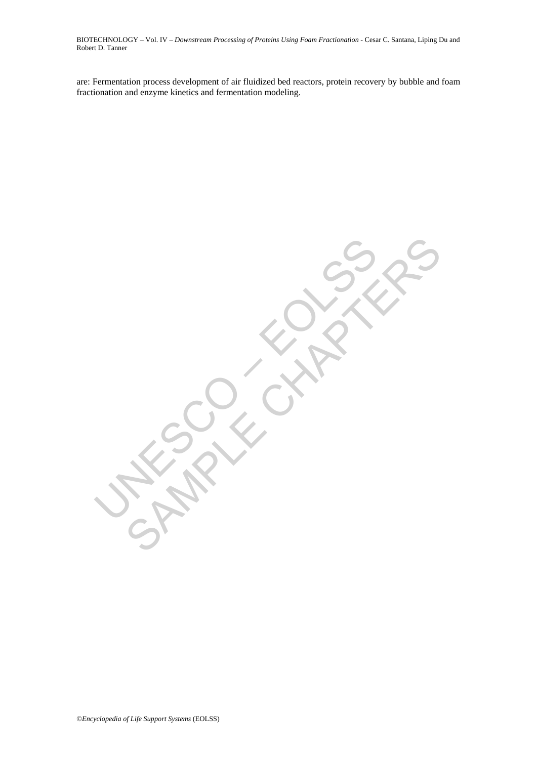are: Fermentation process development of air fluidized bed reactors, protein recovery by bubble and foam fractionation and enzyme kinetics and fermentation modeling.